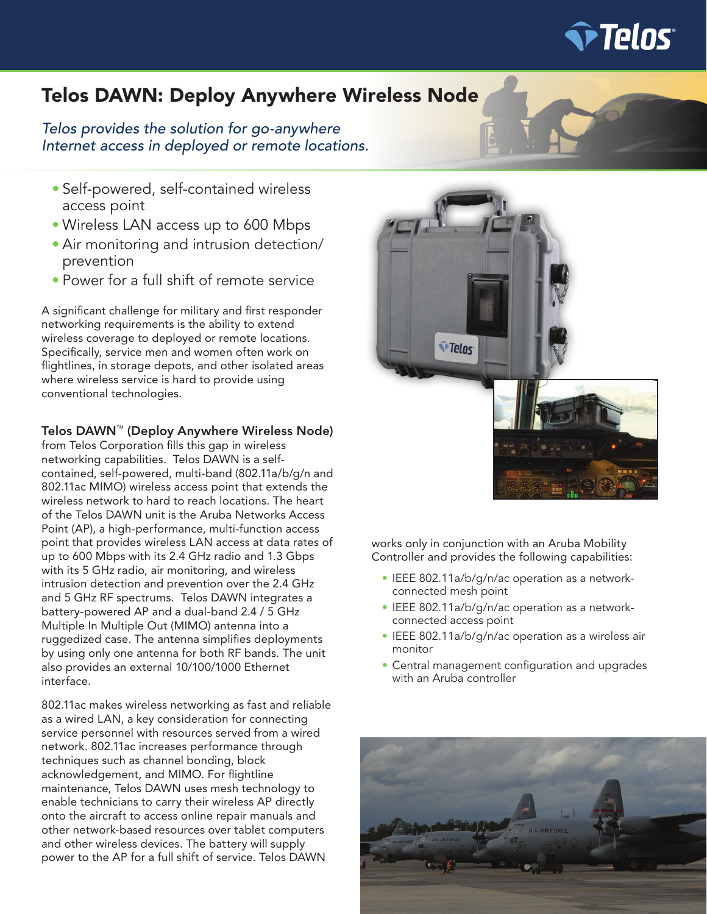# Telos DAWN: Deploy Anywhere Wireless Node

*Telos provides the solution for go-anywhere Internet access in deployed or remote locations.*

- Self-powered, self-contained wireless access point
- Wireless LAN access up to 600 Mbps
- Air monitoring and intrusion detection/ prevention
- Power for a full shift of remote service

A significant challenge for military and first responder networking requirements is the ability to extend wireless coverage to deployed or remote locations. Specifically, service men and women often work on flightlines, in storage depots, and other isolated areas where wireless service is hard to provide using conventional technologies.

**Telos DAWN™ (Deploy Anywhere Wireless Node)** from Telos Corporation fills this gap in wireless networking capabilities. Telos DAWN is a self-contained, self-powered, multi-band (802.11a/b/g/n and 802.11ac MIMO) wireless access point that extends the wireless network to hard to reach locations. The heart of the Telos DAWN unit is the Aruba Networks Access Point (AP), a high-performance, multi-function access point that provides wireless LAN access at data rates of up to 600 Mbps with its 2.4 GHz radio and 1.3 Gbps with its 5 GHz radio, air monitoring, and wireless intrusion detection and prevention over the 2.4 GHz and 5 GHz RF spectrums. Telos DAWN integrates a battery-powered AP and a dual-band 2.4 / 5 GHz Multiple In Multiple Out (MIMO) antenna into a ruggedized case. The antenna simplifies deployments by using only one antenna for both RF bands. The unit also provides an external 10/100/1000 Ethernet interface.

802.11ac makes wireless networking as fast and reliable as a wired LAN, a key consideration for connecting service personnel with resources served from a wired network. 802.11ac increases performance through techniques such as channel bonding, block acknowledgement, and MIMO. For flightline maintenance, Telos DAWN uses mesh technology to enable technicians to carry their wireless AP directly onto the aircraft to access online repair manuals and other network-based resources over tablet computers and other wireless devices. The battery will supply power to the AP for a full shift of service. Telos DAWN works only in conjunction with an Aruba Mobility Controller and provides the following capabilities:

- IEEE 802.11a/b/g/n/ac operation as a network-connected mesh point
- IEEE 802.11a/b/g/n/ac operation as a network-connected access point
- IEEE 802.11a/b/g/n/ac operation as a wireless air monitor
- Central management configuration and upgrades with an Aruba controller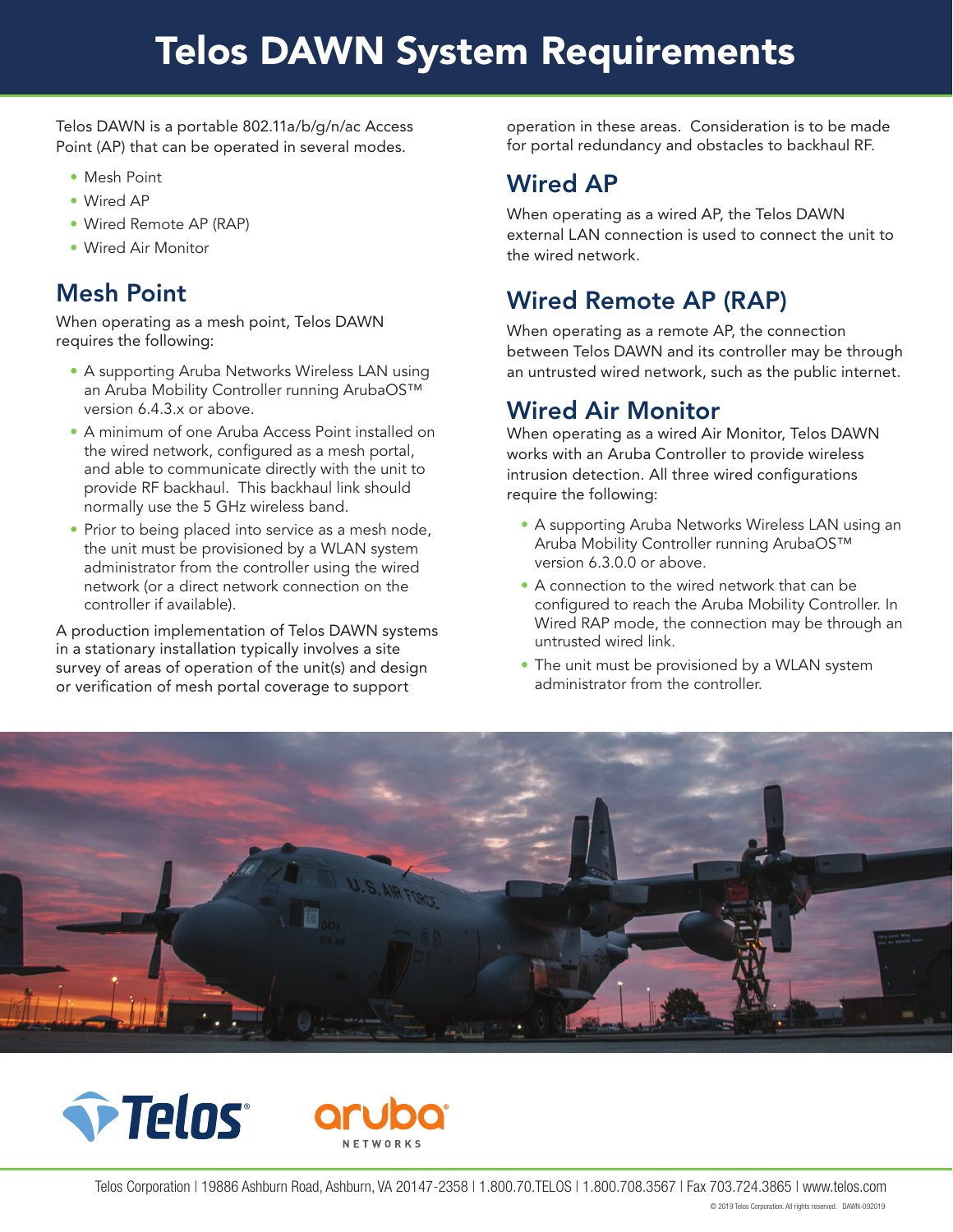# Telos DAWN System Requirements

Telos DAWN is a portable 802.11a/b/g/n/ac Access Point (AP) that can be operated in several modes.

- Mesh Point
- Wired AP
- Wired Remote AP (RAP)
- Wired Air Monitor

## Mesh Point

When operating as a mesh point, Telos DAWN requires the following:

- A supporting Aruba Networks Wireless LAN using an Aruba Mobility Controller running ArubaOS™ version 6.4.3.x or above.
- A minimum of one Aruba Access Point installed on the wired network, configured as a mesh portal, and able to communicate directly with the unit to provide RF backhaul. This backhaul link should normally use the 5 GHz wireless band.
- Prior to being placed into service as a mesh node, the unit must be provisioned by a WLAN system administrator from the controller using the wired network (or a direct network connection on the controller if available).

A production implementation of Telos DAWN systems in a stationary installation typically involves a site survey of areas of operation of the unit(s) and design or verification of mesh portal coverage to support operation in these areas. Consideration is to be made for portal redundancy and obstacles to backhaul RF.

## Wired AP

When operating as a wired AP, the Telos DAWN external LAN connection is used to connect the unit to the wired network.

## Wired Remote AP (RAP)

When operating as a remote AP, the connection between Telos DAWN and its controller may be through an untrusted wired network, such as the public internet.

## Wired Air Monitor

When operating as a wired Air Monitor, Telos DAWN works with an Aruba Controller to provide wireless intrusion detection. All three wired configurations require the following:

- A supporting Aruba Networks Wireless LAN using an Aruba Mobility Controller running ArubaOS™ version 6.3.0.0 or above.
- A connection to the wired network that can be configured to reach the Aruba Mobility Controller. In Wired RAP mode, the connection may be through an untrusted wired link.
- The unit must be provisioned by a WLAN system administrator from the controller.

Telos Corporation | 19886 Ashburn Road, Ashburn, VA 20147-2358 | 1.800.70.TELOS | 1.800.708.3567 | Fax 703.724.3865 | www.telos.com

© 2019 Telos Corporation. All rights reserved. DAWN-092019